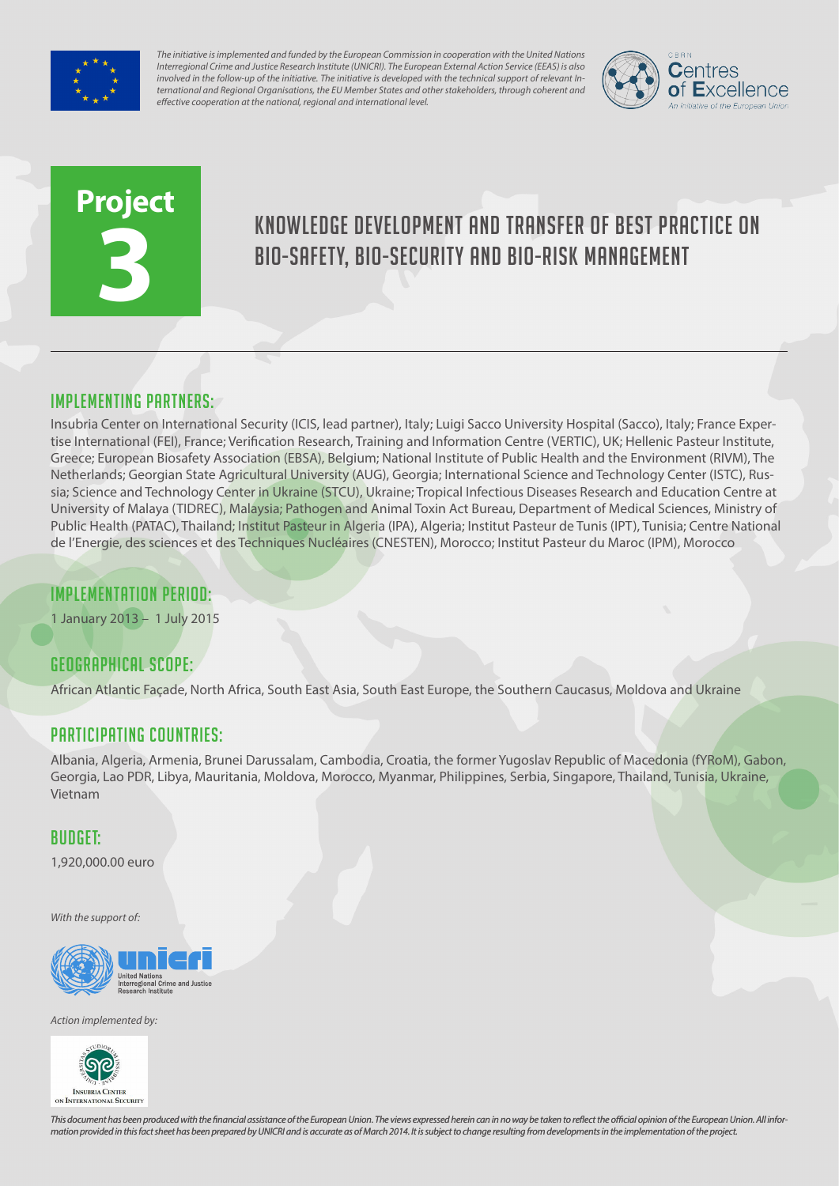*The initiative is implemented and funded by the European Commission in cooperation with the United Nations Interregional Crime and Justice Research Institute (UNICRI). The European External Action Service (EEAS) is also involved in the follow-up of the initiative. The initiative is developed with the technical support of relevant International and Regional Organisations, the EU Member States and other stakeholders, through coherent and effective cooperation at the national, regional and international level.*

CBRN Centres of Excellence
An initiative of the European Union

**Project 3**

# KNOWLEDGE DEVELOPMENT AND TRANSFER OF BEST PRACTICE ON BIO-SAFETY, BIO-SECURITY AND BIO-RISK MANAGEMENT

## IMPLEMENTING PARTNERS:

Insubria Center on International Security (ICIS, lead partner), Italy; Luigi Sacco University Hospital (Sacco), Italy; France Expertise International (FEI), France; Verification Research, Training and Information Centre (VERTIC), UK; Hellenic Pasteur Institute, Greece; European Biosafety Association (EBSA), Belgium; National Institute of Public Health and the Environment (RIVM), The Netherlands; Georgian State Agricultural University (AUG), Georgia; International Science and Technology Center (ISTC), Russia; Science and Technology Center in Ukraine (STCU), Ukraine; Tropical Infectious Diseases Research and Education Centre at University of Malaya (TIDREC), Malaysia; Pathogen and Animal Toxin Act Bureau, Department of Medical Sciences, Ministry of Public Health (PATAC), Thailand; Institut Pasteur in Algeria (IPA), Algeria; Institut Pasteur de Tunis (IPT), Tunisia; Centre National de l'Energie, des sciences et des Techniques Nucléaires (CNESTEN), Morocco; Institut Pasteur du Maroc (IPM), Morocco

## IMPLEMENTATION PERIOD:

1 January 2013 – 1 July 2015

## GEOGRAPHICAL SCOPE:

African Atlantic Façade, North Africa, South East Asia, South East Europe, the Southern Caucasus, Moldova and Ukraine

## PARTICIPATING COUNTRIES:

Albania, Algeria, Armenia, Brunei Darussalam, Cambodia, Croatia, the former Yugoslav Republic of Macedonia (fYRoM), Gabon, Georgia, Lao PDR, Libya, Mauritania, Moldova, Morocco, Myanmar, Philippines, Serbia, Singapore, Thailand, Tunisia, Ukraine, Vietnam

## BUDGET:

1,920,000.00 euro

*With the support of:*

unicri — United Nations Interregional Crime and Justice Research Institute

*Action implemented by:*

Insubria Center on International Security

*This document has been produced with the financial assistance of the European Union. The views expressed herein can in no way be taken to reflect the official opinion of the European Union. All information provided in this fact sheet has been prepared by UNICRI and is accurate as of March 2014. It is subject to change resulting from developments in the implementation of the project.*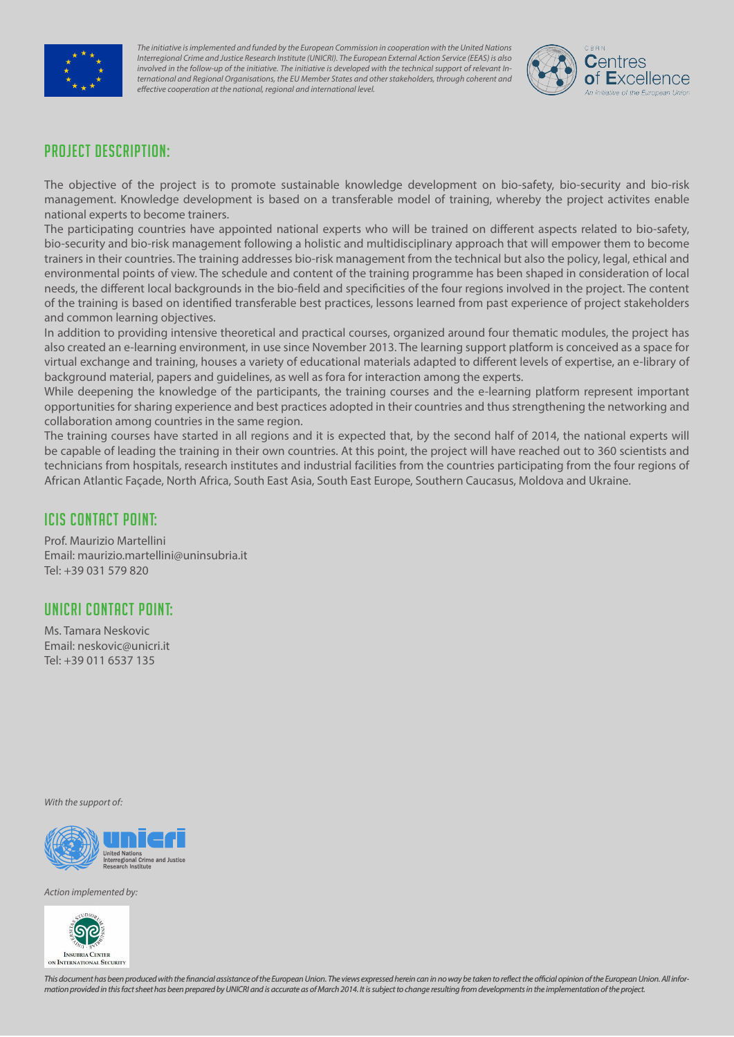*The initiative is implemented and funded by the European Commission in cooperation with the United Nations Interregional Crime and Justice Research Institute (UNICRI). The European External Action Service (EEAS) is also involved in the follow-up of the initiative. The initiative is developed with the technical support of relevant International and Regional Organisations, the EU Member States and other stakeholders, through coherent and effective cooperation at the national, regional and international level.*

CBRN
Centres of Excellence
An initiative of the European Union

## PROJECT DESCRIPTION:

The objective of the project is to promote sustainable knowledge development on bio-safety, bio-security and bio-risk management. Knowledge development is based on a transferable model of training, whereby the project activites enable national experts to become trainers.

The participating countries have appointed national experts who will be trained on different aspects related to bio-safety, bio-security and bio-risk management following a holistic and multidisciplinary approach that will empower them to become trainers in their countries. The training addresses bio-risk management from the technical but also the policy, legal, ethical and environmental points of view. The schedule and content of the training programme has been shaped in consideration of local needs, the different local backgrounds in the bio-field and specificities of the four regions involved in the project. The content of the training is based on identified transferable best practices, lessons learned from past experience of project stakeholders and common learning objectives.

In addition to providing intensive theoretical and practical courses, organized around four thematic modules, the project has also created an e-learning environment, in use since November 2013. The learning support platform is conceived as a space for virtual exchange and training, houses a variety of educational materials adapted to different levels of expertise, an e-library of background material, papers and guidelines, as well as fora for interaction among the experts.

While deepening the knowledge of the participants, the training courses and the e-learning platform represent important opportunities for sharing experience and best practices adopted in their countries and thus strengthening the networking and collaboration among countries in the same region.

The training courses have started in all regions and it is expected that, by the second half of 2014, the national experts will be capable of leading the training in their own countries. At this point, the project will have reached out to 360 scientists and technicians from hospitals, research institutes and industrial facilities from the countries participating from the four regions of African Atlantic Façade, North Africa, South East Asia, South East Europe, Southern Caucasus, Moldova and Ukraine.

## ICIS CONTACT POINT:

Prof. Maurizio Martellini
Email: maurizio.martellini@uninsubria.it
Tel: +39 031 579 820

## UNICRI CONTACT POINT:

Ms. Tamara Neskovic
Email: neskovic@unicri.it
Tel: +39 011 6537 135

*With the support of:*

unicri
United Nations Interregional Crime and Justice Research Institute

*Action implemented by:*

Insubria Center on International Security

*This document has been produced with the financial assistance of the European Union. The views expressed herein can in no way be taken to reflect the official opinion of the European Union. All information provided in this fact sheet has been prepared by UNICRI and is accurate as of March 2014. It is subject to change resulting from developments in the implementation of the project.*